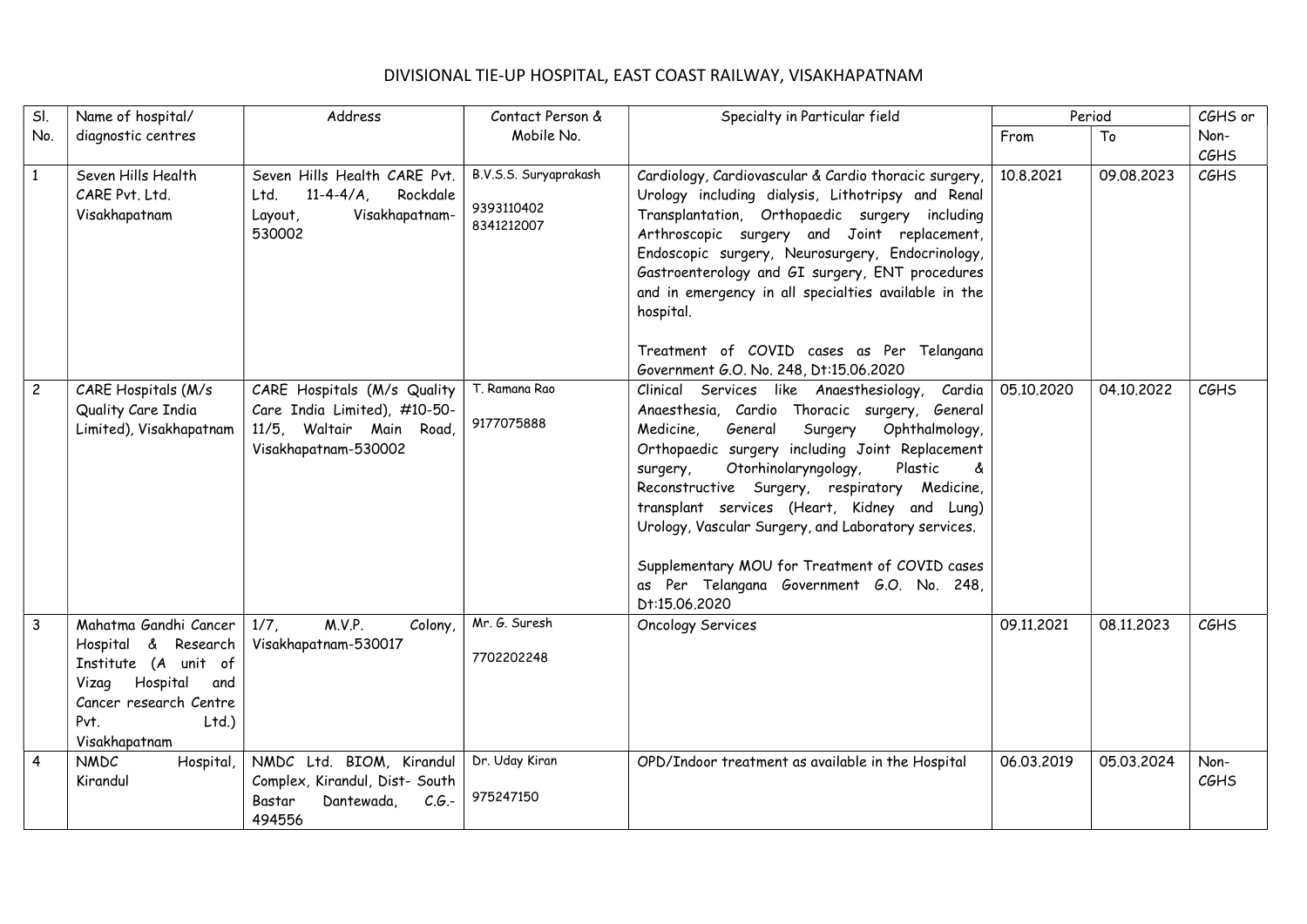# DIVISIONAL TIE-UP HOSPITAL, EAST COAST RAILWAY, VISAKHAPATNAM

| Sl. No. | Name of hospital/ diagnostic centres | Address | Contact Person & Mobile No. | Specialty in Particular field | Period | | CGHS or Non-CGHS |
|---|---|---|---|---|---|---|---|
| | | | | | From | To | |
| 1 | Seven Hills Health CARE Pvt. Ltd. Visakhapatnam | Seven Hills Health CARE Pvt. Ltd. 11-4-4/A, Rockdale Layout, Visakhapatnam-530002 | B.V.S.S. Suryaprakash 9393110402 8341212007 | Cardiology, Cardiovascular & Cardio thoracic surgery, Urology including dialysis, Lithotripsy and Renal Transplantation, Orthopaedic surgery including Arthroscopic surgery and Joint replacement, Endoscopic surgery, Neurosurgery, Endocrinology, Gastroenterology and GI surgery, ENT procedures and in emergency in all specialties available in the hospital.<br><br>Treatment of COVID cases as Per Telangana Government G.O. No. 248, Dt:15.06.2020 | 10.8.2021 | 09.08.2023 | CGHS |
| 2 | CARE Hospitals (M/s Quality Care India Limited), Visakhapatnam | CARE Hospitals (M/s Quality Care India Limited), #10-50-11/5, Waltair Main Road, Visakhapatnam-530002 | T. Ramana Rao 9177075888 | Clinical Services like Anaesthesiology, Cardia Anaesthesia, Cardio Thoracic surgery, General Medicine, General Surgery Ophthalmology, Orthopaedic surgery including Joint Replacement surgery, Otorhinolaryngology, Plastic & Reconstructive Surgery, respiratory Medicine, transplant services (Heart, Kidney and Lung) Urology, Vascular Surgery, and Laboratory services.<br><br>Supplementary MOU for Treatment of COVID cases as Per Telangana Government G.O. No. 248, Dt:15.06.2020 | 05.10.2020 | 04.10.2022 | CGHS |
| 3 | Mahatma Gandhi Cancer Hospital & Research Institute (A unit of Vizag Hospital and Cancer research Centre Pvt. Ltd.) Visakhapatnam | 1/7, M.V.P. Colony, Visakhapatnam-530017 | Mr. G. Suresh 7702202248 | Oncology Services | 09.11.2021 | 08.11.2023 | CGHS |
| 4 | NMDC Hospital, Kirandul | NMDC Ltd. BIOM, Kirandul Complex, Kirandul, Dist- South Bastar Dantewada, C.G.-494556 | Dr. Uday Kiran 975247150 | OPD/Indoor treatment as available in the Hospital | 06.03.2019 | 05.03.2024 | Non-CGHS |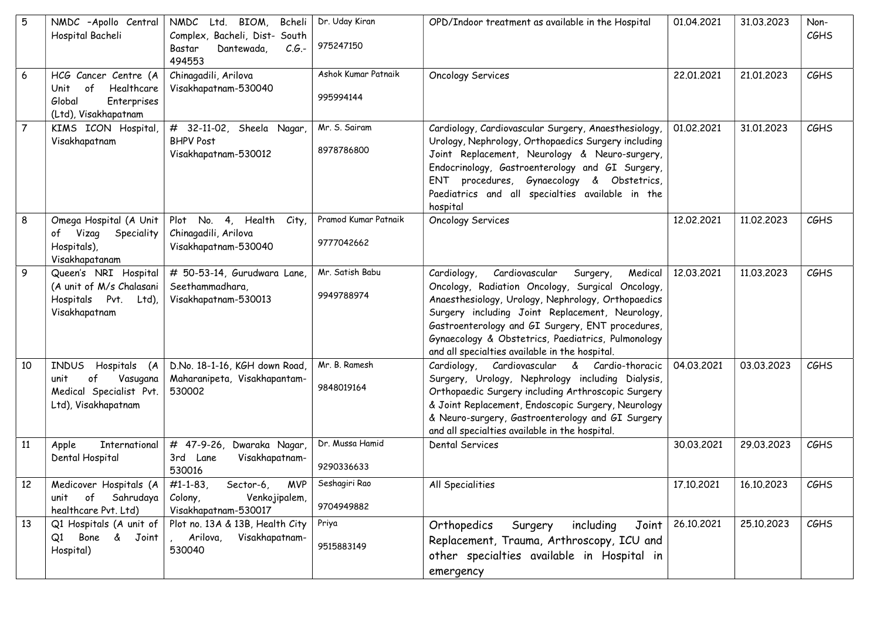| | | | | | | | |
|---|---|---|---|---|---|---|---|
| 5 | NMDC –Apollo Central Hospital Bacheli | NMDC Ltd. BIOM, Bcheli Complex, Bacheli, Dist- South Bastar Dantewada, C.G.- 494553 | Dr. Uday Kiran<br>975247150 | OPD/Indoor treatment as available in the Hospital | 01.04.2021 | 31.03.2023 | Non-CGHS |
| 6 | HCG Cancer Centre (A Unit of Healthcare Global Enterprises (Ltd), Visakhapatnam | Chinagadili, Arilova Visakhapatnam-530040 | Ashok Kumar Patnaik<br>995994144 | Oncology Services | 22.01.2021 | 21.01.2023 | CGHS |
| 7 | KIMS ICON Hospital, Visakhapatnam | # 32-11-02, Sheela Nagar, BHPV Post Visakhapatnam-530012 | Mr. S. Sairam<br>8978786800 | Cardiology, Cardiovascular Surgery, Anaesthesiology, Urology, Nephrology, Orthopaedics Surgery including Joint Replacement, Neurology & Neuro-surgery, Endocrinology, Gastroenterology and GI Surgery, ENT procedures, Gynaecology & Obstetrics, Paediatrics and all specialties available in the hospital | 01.02.2021 | 31.01.2023 | CGHS |
| 8 | Omega Hospital (A Unit of Vizag Speciality Hospitals), Visakhapatanam | Plot No. 4, Health City, Chinagadili, Arilova Visakhapatnam-530040 | Pramod Kumar Patnaik<br>9777042662 | Oncology Services | 12.02.2021 | 11.02.2023 | CGHS |
| 9 | Queen's NRI Hospital (A unit of M/s Chalasani Hospitals Pvt. Ltd), Visakhapatnam | # 50-53-14, Gurudwara Lane, Seethammadhara, Visakhapatnam-530013 | Mr. Satish Babu<br>9949788974 | Cardiology, Cardiovascular Surgery, Medical Oncology, Radiation Oncology, Surgical Oncology, Anaesthesiology, Urology, Nephrology, Orthopaedics Surgery including Joint Replacement, Neurology, Gastroenterology and GI Surgery, ENT procedures, Gynaecology & Obstetrics, Paediatrics, Pulmonology and all specialties available in the hospital. | 12.03.2021 | 11.03.2023 | CGHS |
| 10 | INDUS Hospitals (A unit of Vasugana Medical Specialist Pvt. Ltd), Visakhapatnam | D.No. 18-1-16, KGH down Road, Maharanipeta, Visakhapantam-530002 | Mr. B. Ramesh<br>9848019164 | Cardiology, Cardiovascular & Cardio-thoracic Surgery, Urology, Nephrology including Dialysis, Orthopaedic Surgery including Arthroscopic Surgery & Joint Replacement, Endoscopic Surgery, Neurology & Neuro-surgery, Gastroenterology and GI Surgery and all specialties available in the hospital. | 04.03.2021 | 03.03.2023 | CGHS |
| 11 | Apple International Dental Hospital | # 47-9-26, Dwaraka Nagar, 3rd Lane Visakhapatnam-530016 | Dr. Mussa Hamid<br>9290336633 | Dental Services | 30.03.2021 | 29.03.2023 | CGHS |
| 12 | Medicover Hospitals (A unit of Sahrudaya healthcare Pvt. Ltd) | #1-1-83, Sector-6, MVP Colony, Venkojipalem, Visakhapatnam-530017 | Seshagiri Rao<br>9704949882 | All Specialities | 17.10.2021 | 16.10.2023 | CGHS |
| 13 | Q1 Hospitals (A unit of Q1 Bone & Joint Hospital) | Plot no. 13A & 13B, Health City , Arilova, Visakhapatnam-530040 | Priya<br>9515883149 | Orthopedics Surgery including Joint Replacement, Trauma, Arthroscopy, ICU and other specialties available in Hospital in emergency | 26.10.2021 | 25.10.2023 | CGHS |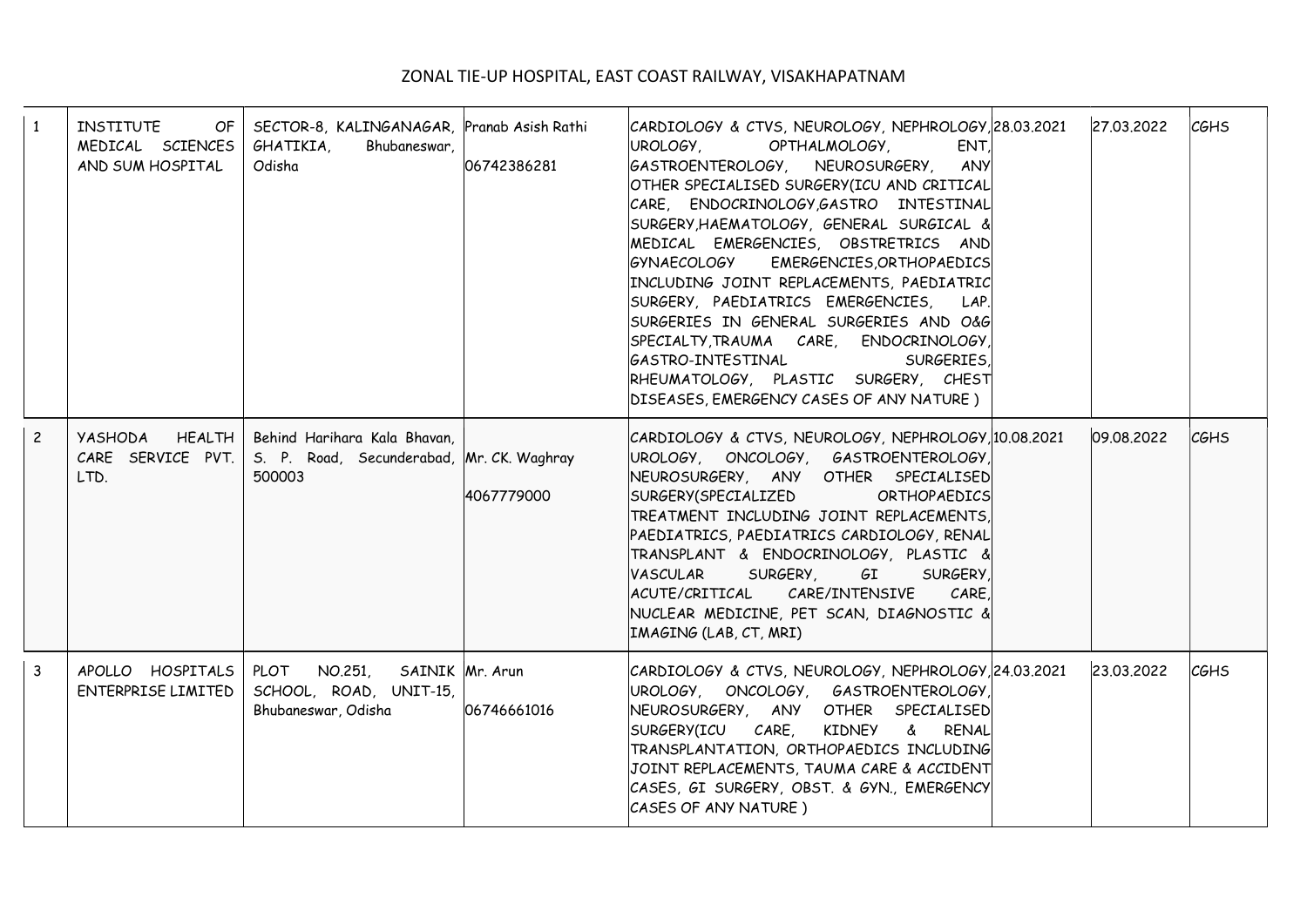# ZONAL TIE-UP HOSPITAL, EAST COAST RAILWAY, VISAKHAPATNAM

| | | | | | | | | |
|---|---|---|---|---|---|---|---|---|
| 1 | INSTITUTE OF MEDICAL SCIENCES AND SUM HOSPITAL | SECTOR-8, KALINGANAGAR, GHATIKIA, Bhubaneswar, Odisha | Pranab Asish Rathi<br>06742386281 | CARDIOLOGY & CTVS, NEUROLOGY, NEPHROLOGY, UROLOGY, OPTHALMOLOGY, ENT, GASTROENTEROLOGY, NEUROSURGERY, ANY OTHER SPECIALISED SURGERY(ICU AND CRITICAL CARE, ENDOCRINOLOGY,GASTRO INTESTINAL SURGERY,HAEMATOLOGY, GENERAL SURGICAL & MEDICAL EMERGENCIES, OBSTRETRICS AND GYNAECOLOGY EMERGENCIES,ORTHOPAEDICS INCLUDING JOINT REPLACEMENTS, PAEDIATRIC SURGERY, PAEDIATRICS EMERGENCIES, LAP. SURGERIES IN GENERAL SURGERIES AND O&G SPECIALTY,TRAUMA CARE, ENDOCRINOLOGY, GASTRO-INTESTINAL SURGERIES, RHEUMATOLOGY, PLASTIC SURGERY, CHEST DISEASES, EMERGENCY CASES OF ANY NATURE ) | 28.03.2021 | | 27.03.2022 | CGHS |
| 2 | YASHODA HEALTH CARE SERVICE PVT. LTD. | Behind Harihara Kala Bhavan, S. P. Road, Secunderabad, 500003 | Mr. CK. Waghray<br>4067779000 | CARDIOLOGY & CTVS, NEUROLOGY, NEPHROLOGY, UROLOGY, ONCOLOGY, GASTROENTEROLOGY, NEUROSURGERY, ANY OTHER SPECIALISED SURGERY(SPECIALIZED ORTHOPAEDICS TREATMENT INCLUDING JOINT REPLACEMENTS, PAEDIATRICS, PAEDIATRICS CARDIOLOGY, RENAL TRANSPLANT & ENDOCRINOLOGY, PLASTIC & VASCULAR SURGERY, GI SURGERY, ACUTE/CRITICAL CARE/INTENSIVE CARE, NUCLEAR MEDICINE, PET SCAN, DIAGNOSTIC & IMAGING (LAB, CT, MRI) | 10.08.2021 | | 09.08.2022 | CGHS |
| 3 | APOLLO HOSPITALS ENTERPRISE LIMITED | PLOT NO.251, SAINIK SCHOOL, ROAD, UNIT-15, Bhubaneswar, Odisha | Mr. Arun<br>06746661016 | CARDIOLOGY & CTVS, NEUROLOGY, NEPHROLOGY, UROLOGY, ONCOLOGY, GASTROENTEROLOGY, NEUROSURGERY, ANY OTHER SPECIALISED SURGERY(ICU CARE, KIDNEY & RENAL TRANSPLANTATION, ORTHOPAEDICS INCLUDING JOINT REPLACEMENTS, TAUMA CARE & ACCIDENT CASES, GI SURGERY, OBST. & GYN., EMERGENCY CASES OF ANY NATURE ) | 24.03.2021 | | 23.03.2022 | CGHS |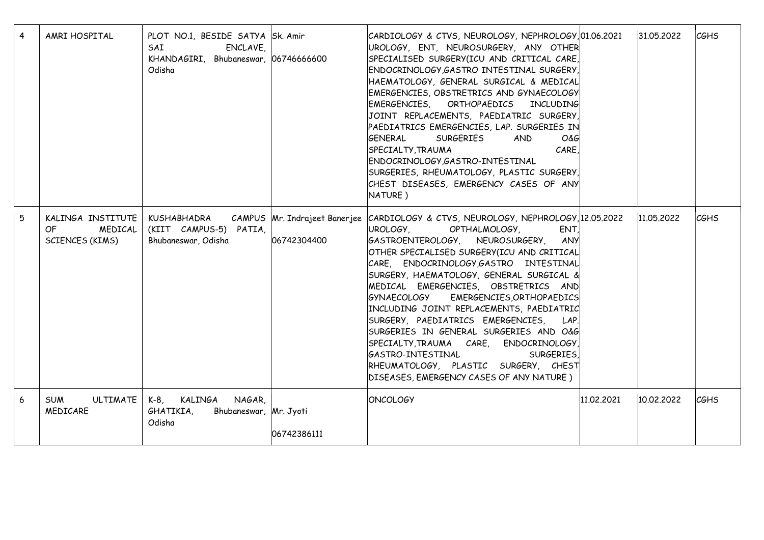| 4 | AMRI HOSPITAL | PLOT NO.1, BESIDE SATYA SAI ENCLAVE, KHANDAGIRI, Bhubaneswar, Odisha | Sk. Amir 06746666600 | CARDIOLOGY & CTVS, NEUROLOGY, NEPHROLOGY, UROLOGY, ENT, NEUROSURGERY, ANY OTHER SPECIALISED SURGERY(ICU AND CRITICAL CARE, ENDOCRINOLOGY,GASTRO INTESTINAL SURGERY, HAEMATOLOGY, GENERAL SURGICAL & MEDICAL EMERGENCIES, OBSTRETRICS AND GYNAECOLOGY EMERGENCIES, ORTHOPAEDICS INCLUDING JOINT REPLACEMENTS, PAEDIATRIC SURGERY, PAEDIATRICS EMERGENCIES, LAP. SURGERIES IN GENERAL SURGERIES AND O&G SPECIALTY,TRAUMA CARE, ENDOCRINOLOGY,GASTRO-INTESTINAL SURGERIES, RHEUMATOLOGY, PLASTIC SURGERY, CHEST DISEASES, EMERGENCY CASES OF ANY NATURE ) | 01.06.2021 | 31.05.2022 | CGHS |
|---|---|---|---|---|---|---|---|
| 5 | KALINGA INSTITUTE OF MEDICAL SCIENCES (KIMS) | KUSHABHADRA CAMPUS (KIIT CAMPUS-5) PATIA, Bhubaneswar, Odisha | Mr. Indrajeet Banerjee 06742304400 | CARDIOLOGY & CTVS, NEUROLOGY, NEPHROLOGY, UROLOGY, OPTHALMOLOGY, ENT, GASTROENTEROLOGY, NEUROSURGERY, ANY OTHER SPECIALISED SURGERY(ICU AND CRITICAL CARE, ENDOCRINOLOGY,GASTRO INTESTINAL SURGERY, HAEMATOLOGY, GENERAL SURGICAL & MEDICAL EMERGENCIES, OBSTRETRICS AND GYNAECOLOGY EMERGENCIES,ORTHOPAEDICS INCLUDING JOINT REPLACEMENTS, PAEDIATRIC SURGERY, PAEDIATRICS EMERGENCIES, LAP. SURGERIES IN GENERAL SURGERIES AND O&G SPECIALTY,TRAUMA CARE, ENDOCRINOLOGY, GASTRO-INTESTINAL SURGERIES, RHEUMATOLOGY, PLASTIC SURGERY, CHEST DISEASES, EMERGENCY CASES OF ANY NATURE ) | 12.05.2022 | 11.05.2022 | CGHS |
| 6 | SUM ULTIMATE MEDICARE | K-8, KALINGA NAGAR, GHATIKIA, Bhubaneswar, Odisha | Mr. Jyoti 06742386111 | ONCOLOGY | 11.02.2021 | 10.02.2022 | CGHS |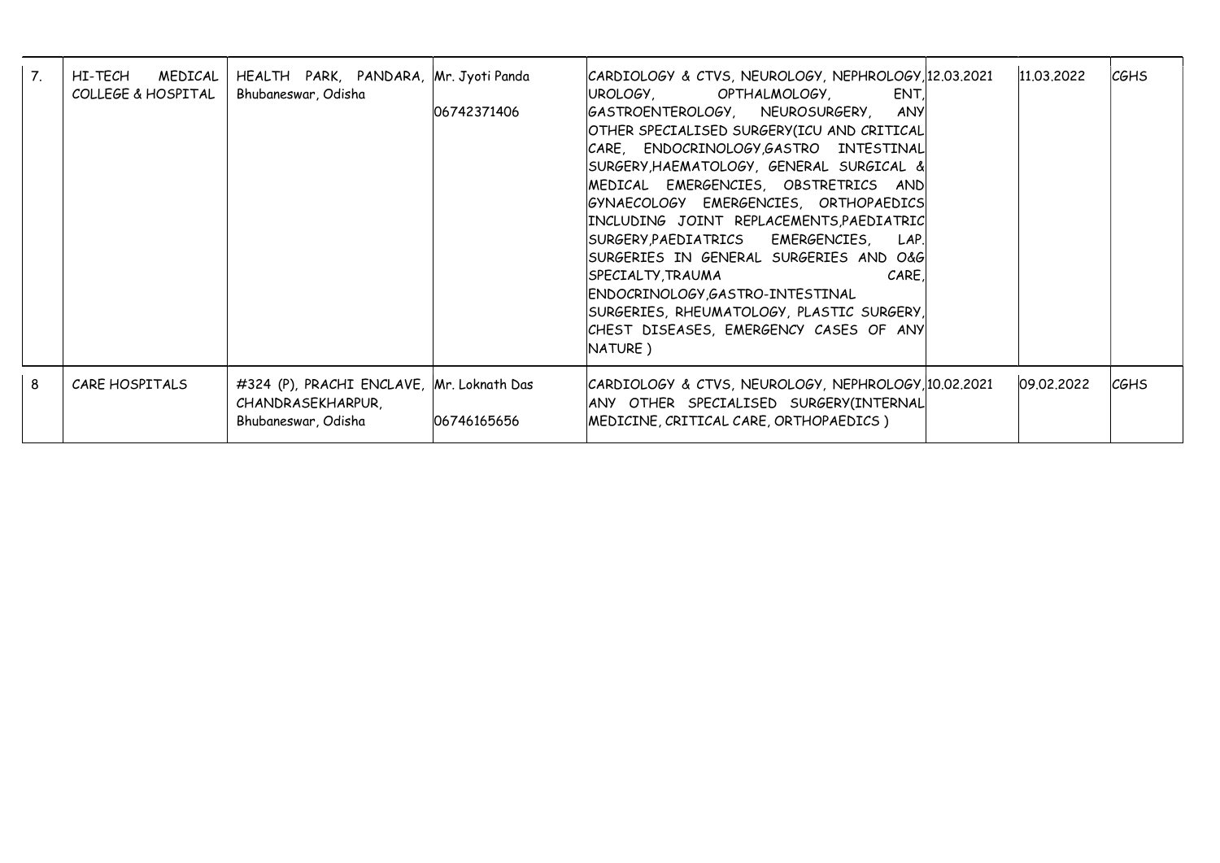| | | | | | | | | |
|---|---|---|---|---|---|---|---|---|
| 7. | HI-TECH MEDICAL COLLEGE & HOSPITAL | HEALTH PARK, PANDARA, Bhubaneswar, Odisha | Mr. Jyoti Panda<br><br>06742371406 | CARDIOLOGY & CTVS, NEUROLOGY, NEPHROLOGY, UROLOGY, OPTHALMOLOGY, ENT, GASTROENTEROLOGY, NEUROSURGERY, ANY OTHER SPECIALISED SURGERY(ICU AND CRITICAL CARE, ENDOCRINOLOGY,GASTRO INTESTINAL SURGERY,HAEMATOLOGY, GENERAL SURGICAL & MEDICAL EMERGENCIES, OBSTRETRICS AND GYNAECOLOGY EMERGENCIES, ORTHOPAEDICS INCLUDING JOINT REPLACEMENTS,PAEDIATRIC SURGERY,PAEDIATRICS EMERGENCIES, LAP. SURGERIES IN GENERAL SURGERIES AND O&G SPECIALTY,TRAUMA CARE, ENDOCRINOLOGY,GASTRO-INTESTINAL SURGERIES, RHEUMATOLOGY, PLASTIC SURGERY, CHEST DISEASES, EMERGENCY CASES OF ANY NATURE ) | 12.03.2021 | | 11.03.2022 | CGHS |
| 8 | CARE HOSPITALS | #324 (P), PRACHI ENCLAVE, CHANDRASEKHARPUR, Bhubaneswar, Odisha | Mr. Loknath Das<br><br>06746165656 | CARDIOLOGY & CTVS, NEUROLOGY, NEPHROLOGY, ANY OTHER SPECIALISED SURGERY(INTERNAL MEDICINE, CRITICAL CARE, ORTHOPAEDICS ) | 10.02.2021 | | 09.02.2022 | CGHS |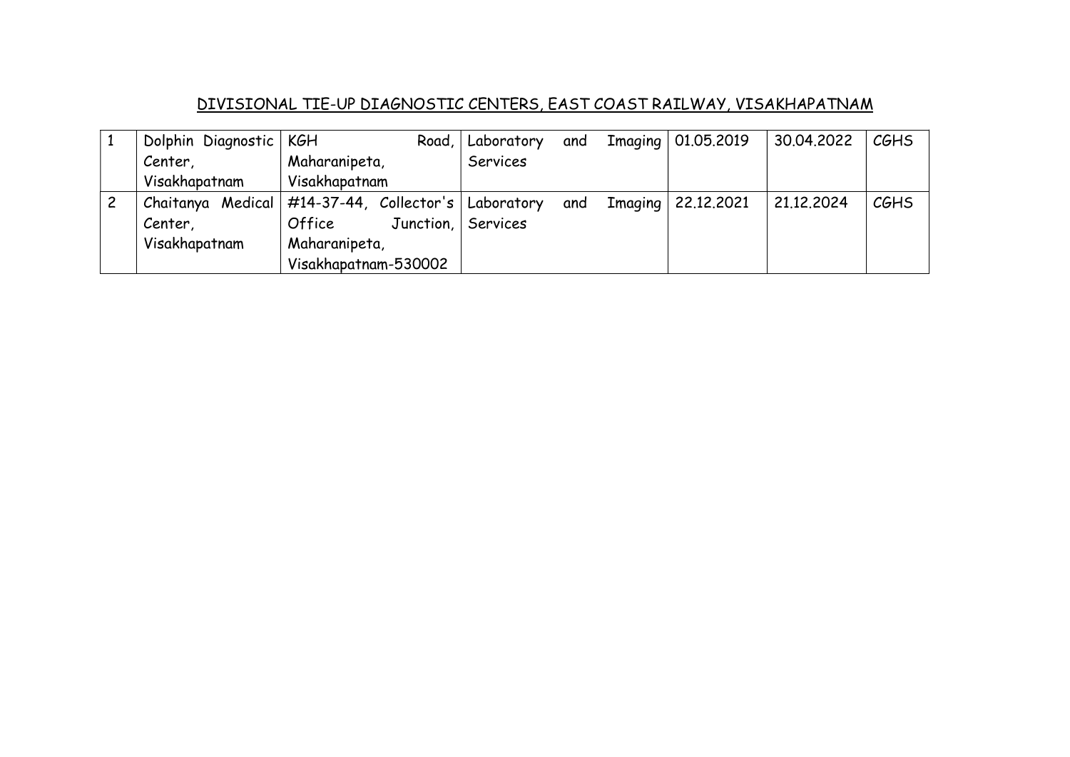## DIVISIONAL TIE-UP DIAGNOSTIC CENTERS, EAST COAST RAILWAY, VISAKHAPATNAM

| | | | | | | |
|---|---|---|---|---|---|---|
| 1 | Dolphin Diagnostic Center, Visakhapatnam | KGH Road, Maharanipeta, Visakhapatnam | Laboratory and Imaging Services | 01.05.2019 | 30.04.2022 | CGHS |
| 2 | Chaitanya Medical Center, Visakhapatnam | #14-37-44, Collector's Office Junction, Maharanipeta, Visakhapatnam-530002 | Laboratory and Imaging Services | 22.12.2021 | 21.12.2024 | CGHS |